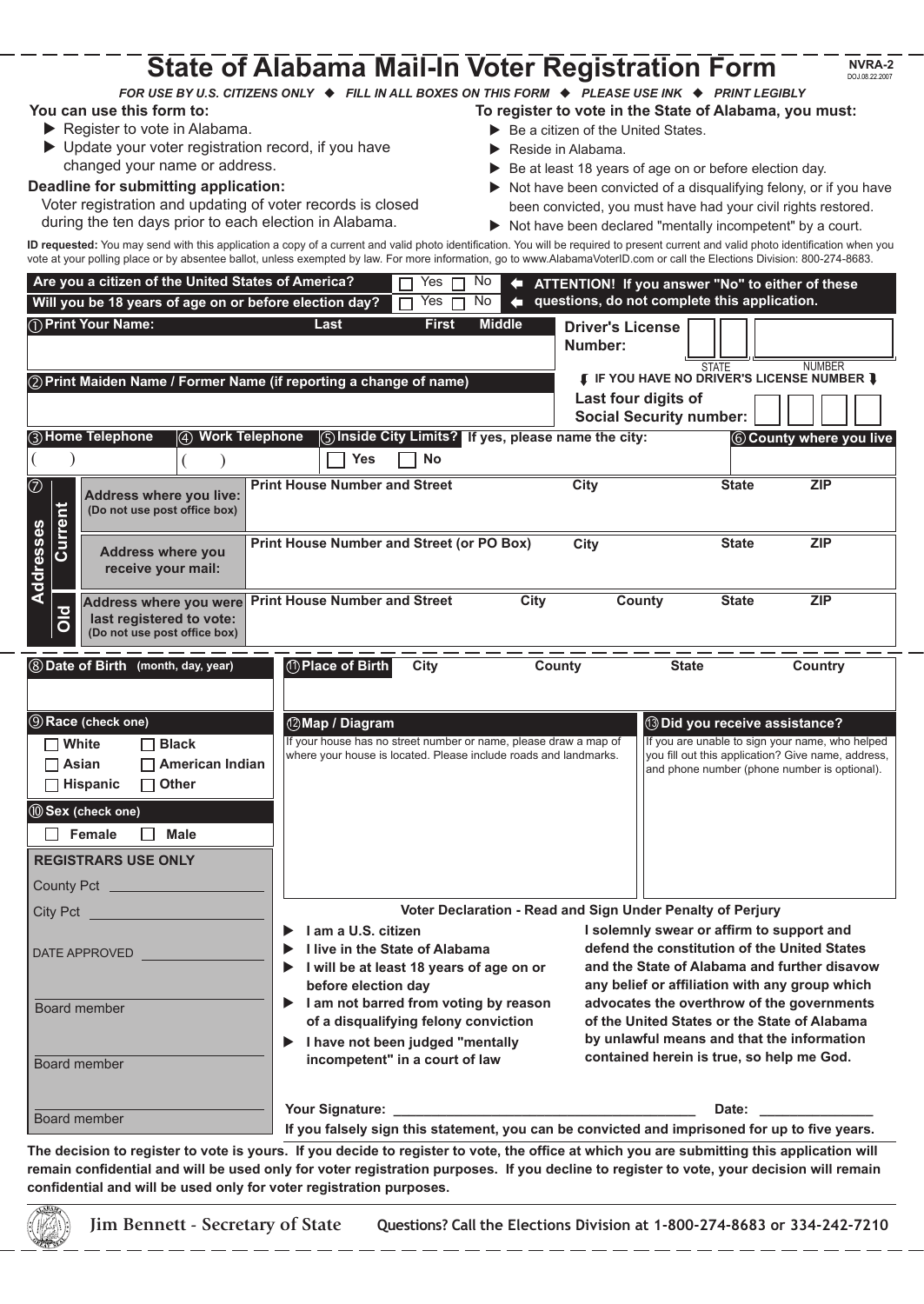# State of Alabama Mail-In Voter Registration Form

NVRA-2
DOJ.08.22.2007

***FOR USE BY U.S. CITIZENS ONLY ◆ FILL IN ALL BOXES ON THIS FORM ◆ PLEASE USE INK ◆ PRINT LEGIBLY***

**You can use this form to:**

- Register to vote in Alabama.
- Update your voter registration record, if you have changed your name or address.

**Deadline for submitting application:**

Voter registration and updating of voter records is closed during the ten days prior to each election in Alabama.

**To register to vote in the State of Alabama, you must:**

- Be a citizen of the United States.
- Reside in Alabama.
- Be at least 18 years of age on or before election day.
- Not have been convicted of a disqualifying felony, or if you have been convicted, you must have had your civil rights restored.
- Not have been declared "mentally incompetent" by a court.

**ID requested:** You may send with this application a copy of a current and valid photo identification. You will be required to present current and valid photo identification when you vote at your polling place or by absentee ballot, unless exempted by law. For more information, go to www.AlabamaVoterID.com or call the Elections Division: 800-274-8683.

**Are you a citizen of the United States of America?** ☐ Yes ☐ No

**Will you be 18 years of age on or before election day?** ☐ Yes ☐ No

**ATTENTION! If you answer "No" to either of these questions, do not complete this application.**

**① Print Your Name:** Last First Middle

**Driver's License Number:** STATE NUMBER

**IF YOU HAVE NO DRIVER'S LICENSE NUMBER**

**Last four digits of Social Security number:**

**② Print Maiden Name / Former Name (if reporting a change of name)**

**③ Home Telephone** ( )

**④ Work Telephone** ( )

**⑤ Inside City Limits?** ☐ Yes ☐ No — If yes, please name the city:

**⑥ County where you live**

**⑦ Addresses**

| | | | | | | |
|---|---|---|---|---|---|---|
| Current | **Address where you live:** (Do not use post office box) | Print House Number and Street | City | | State | ZIP |
| Current | **Address where you receive your mail:** | Print House Number and Street (or PO Box) | City | | State | ZIP |
| Old | **Address where you were last registered to vote:** (Do not use post office box) | Print House Number and Street | City | County | State | ZIP |

**⑧ Date of Birth** (month, day, year)

**⑪ Place of Birth** City County State Country

**⑨ Race (check one)**

☐ White ☐ Black
☐ Asian ☐ American Indian
☐ Hispanic ☐ Other

**⑩ Sex (check one)**

☐ Female ☐ Male

**⑫ Map / Diagram**

If your house has no street number or name, please draw a map of where your house is located. Please include roads and landmarks.

**⑬ Did you receive assistance?**

If you are unable to sign your name, who helped you fill out this application? Give name, address, and phone number (phone number is optional).

**REGISTRARS USE ONLY**

County Pct ____________

City Pct ____________

DATE APPROVED ____________

____________ Board member

____________ Board member

____________ Board member

**Voter Declaration - Read and Sign Under Penalty of Perjury**

- **I am a U.S. citizen**
- **I live in the State of Alabama**
- **I will be at least 18 years of age on or before election day**
- **I am not barred from voting by reason of a disqualifying felony conviction**
- **I have not been judged "mentally incompetent" in a court of law**

**I solemnly swear or affirm to support and defend the constitution of the United States and the State of Alabama and further disavow any belief or affiliation with any group which advocates the overthrow of the governments of the United States or the State of Alabama by unlawful means and that the information contained herein is true, so help me God.**

**Your Signature:** ______________________ **Date:** ____________

**If you falsely sign this statement, you can be convicted and imprisoned for up to five years.**

**The decision to register to vote is yours. If you decide to register to vote, the office at which you are submitting this application will remain confidential and will be used only for voter registration purposes. If you decline to register to vote, your decision will remain confidential and will be used only for voter registration purposes.**

Jim Bennett - Secretary of State

Questions? Call the Elections Division at 1-800-274-8683 or 334-242-7210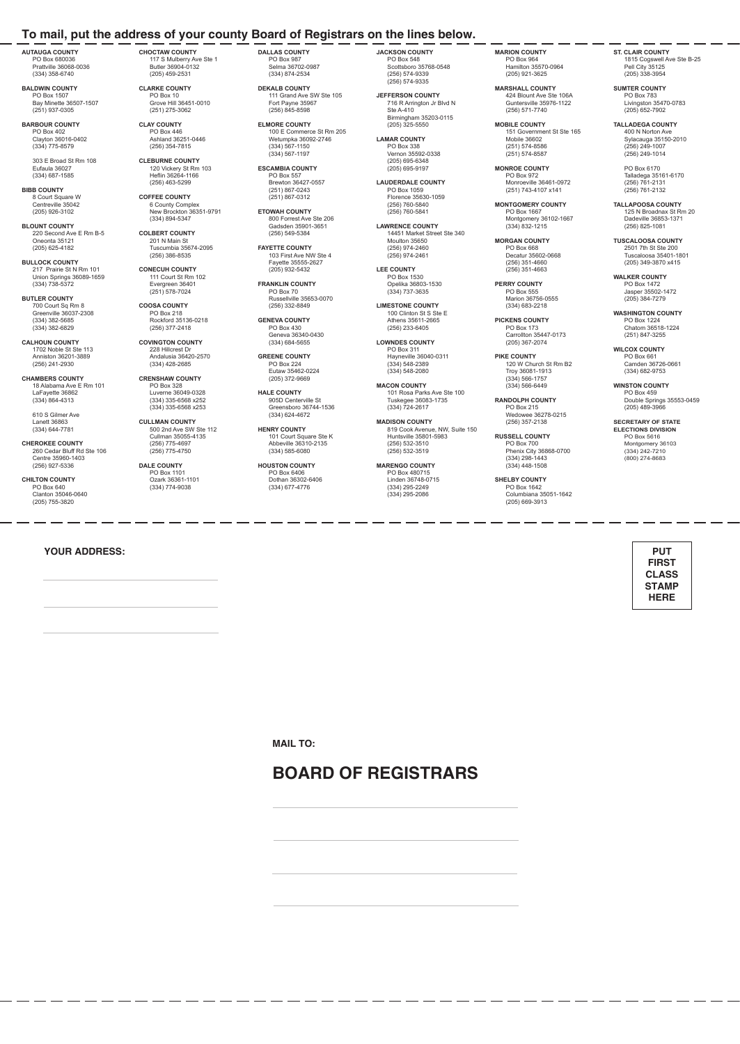## To mail, put the address of your county Board of Registrars on the lines below.

**AUTAUGA COUNTY**
PO Box 680036
Prattville 36068-0036
(334) 358-6740

**BALDWIN COUNTY**
PO Box 1507
Bay Minette 36507-1507
(251) 937-0305

**BARBOUR COUNTY**
PO Box 402
Clayton 36016-0402
(334) 775-8579

303 E Broad St Rm 108
Eufaula 36027
(334) 687-1585

**BIBB COUNTY**
8 Court Square W
Centreville 35042
(205) 926-3102

**BLOUNT COUNTY**
220 Second Ave E Rm B-5
Oneonta 35121
(205) 625-4182

**BULLOCK COUNTY**
217 Prairie St N Rm 101
Union Springs 36089-1659
(334) 738-5372

**BUTLER COUNTY**
700 Court Sq Rm 8
Greenville 36037-2308
(334) 382-5685
(334) 382-6829

**CALHOUN COUNTY**
1702 Noble St Ste 113
Anniston 36201-3889
(256) 241-2930

**CHAMBERS COUNTY**
18 Alabama Ave E Rm 101
LaFayette 36862
(334) 864-4313

610 S Gilmer Ave
Lanett 36863
(334) 644-7781

**CHEROKEE COUNTY**
260 Cedar Bluff Rd Ste 106
Centre 35960-1403
(256) 927-5336

**CHILTON COUNTY**
PO Box 640
Clanton 35046-0640
(205) 755-3820

**CHOCTAW COUNTY**
117 S Mulberry Ave Ste 1
Butler 36904-0132
(205) 459-2531

**CLARKE COUNTY**
PO Box 10
Grove Hill 36451-0010
(251) 275-3062

**CLAY COUNTY**
PO Box 446
Ashland 36251-0446
(256) 354-7815

**CLEBURNE COUNTY**
120 Vickery St Rm 103
Heflin 36264-1166
(256) 463-5299

**COFFEE COUNTY**
6 County Complex
New Brockton 36351-9791
(334) 894-5347

**COLBERT COUNTY**
201 N Main St
Tuscumbia 35674-2095
(256) 386-8535

**CONECUH COUNTY**
111 Court St Rm 102
Evergreen 36401
(251) 578-7024

**COOSA COUNTY**
PO Box 218
Rockford 35136-0218
(256) 377-2418

**COVINGTON COUNTY**
228 Hillcrest Dr
Andalusia 36420-2570
(334) 428-2685

**CRENSHAW COUNTY**
PO Box 328
Luverne 36049-0328
(334) 335-6568 x252
(334) 335-6568 x253

**CULLMAN COUNTY**
500 2nd Ave SW Ste 112
Cullman 35055-4135
(256) 775-4697
(256) 775-4750

**DALE COUNTY**
PO Box 1101
Ozark 36361-1101
(334) 774-9038

**DALLAS COUNTY**
PO Box 987
Selma 36702-0987
(334) 874-2534

**DEKALB COUNTY**
111 Grand Ave SW Ste 105
Fort Payne 35967
(256) 845-8598

**ELMORE COUNTY**
100 E Commerce St Rm 205
Wetumpka 36092-2746
(334) 567-1150
(334) 567-1197

**ESCAMBIA COUNTY**
PO Box 557
Brewton 36427-0557
(251) 867-0243
(251) 867-0312

**ETOWAH COUNTY**
800 Forrest Ave Ste 206
Gadsden 35901-3651
(256) 549-5384

**FAYETTE COUNTY**
103 First Ave NW Ste 4
Fayette 35555-2627
(205) 932-5432

**FRANKLIN COUNTY**
PO Box 70
Russellville 35653-0070
(256) 332-8849

**GENEVA COUNTY**
PO Box 430
Geneva 36340-0430
(334) 684-5655

**GREENE COUNTY**
PO Box 224
Eutaw 35462-0224
(205) 372-9669

**HALE COUNTY**
905D Centerville St
Greensboro 36744-1536
(334) 624-4672

**HENRY COUNTY**
101 Court Square Ste K
Abbeville 36310-2135
(334) 585-6080

**HOUSTON COUNTY**
PO Box 6406
Dothan 36302-6406
(334) 677-4776

**JACKSON COUNTY**
PO Box 548
Scottsboro 35768-0548
(256) 574-9339
(256) 574-9335

**JEFFERSON COUNTY**
716 R Arrington Jr Blvd N
Ste A-410
Birmingham 35203-0115
(205) 325-5550

**LAMAR COUNTY**
PO Box 338
Vernon 35592-0338
(205) 695-6348
(205) 695-9197

**LAUDERDALE COUNTY**
PO Box 1059
Florence 35630-1059
(256) 760-5840
(256) 760-5841

**LAWRENCE COUNTY**
14451 Market Street Ste 340
Moulton 35650
(256) 974-2460
(256) 974-2461

**LEE COUNTY**
PO Box 1530
Opelika 36803-1530
(334) 737-3635

**LIMESTONE COUNTY**
100 Clinton St S Ste E
Athens 35611-2665
(256) 233-6405

**LOWNDES COUNTY**
PO Box 311
Hayneville 36040-0311
(334) 548-2389
(334) 548-2080

**MACON COUNTY**
101 Rosa Parks Ave Ste 100
Tuskegee 36083-1735
(334) 724-2617

**MADISON COUNTY**
819 Cook Avenue, NW, Suite 150
Huntsville 35801-5983
(256) 532-3510
(256) 532-3519

**MARENGO COUNTY**
PO Box 480715
Linden 36748-0715
(334) 295-2249
(334) 295-2086

**MARION COUNTY**
PO Box 964
Hamilton 35570-0964
(205) 921-3625

**MARSHALL COUNTY**
424 Blount Ave Ste 106A
Guntersville 35976-1122
(256) 571-7740

**MOBILE COUNTY**
151 Government St Ste 165
Mobile 36602
(251) 574-8586
(251) 574-8587

**MONROE COUNTY**
PO Box 972
Monroeville 36461-0972
(251) 743-4107 x141

**MONTGOMERY COUNTY**
PO Box 1667
Montgomery 36102-1667
(334) 832-1215

**MORGAN COUNTY**
PO Box 668
Decatur 35602-0668
(256) 351-4660
(256) 351-4663

**PERRY COUNTY**
PO Box 555
Marion 36756-0555
(334) 683-2218

**PICKENS COUNTY**
PO Box 173
Carrollton 35447-0173
(205) 367-2074

**PIKE COUNTY**
120 W Church St Rm B2
Troy 36081-1913
(334) 566-1757
(334) 566-6449

**RANDOLPH COUNTY**
PO Box 215
Wedowee 36278-0215
(256) 357-2138

**RUSSELL COUNTY**
PO Box 700
Phenix City 36868-0700
(334) 298-1443
(334) 448-1508

**SHELBY COUNTY**
PO Box 1642
Columbiana 35051-1642
(205) 669-3913

**ST. CLAIR COUNTY**
1815 Cogswell Ave Ste B-25
Pell City 35125
(205) 338-3954

**SUMTER COUNTY**
PO Box 783
Livingston 35470-0783
(205) 652-7902

**TALLADEGA COUNTY**
400 N Norton Ave
Sylacauga 35150-2010
(256) 249-1007
(256) 249-1014

PO Box 6170
Talladega 35161-6170
(256) 761-2131
(256) 761-2132

**TALLAPOOSA COUNTY**
125 N Broadnax St Rm 20
Dadeville 36853-1371
(256) 825-1081

**TUSCALOOSA COUNTY**
2501 7th St Ste 200
Tuscaloosa 35401-1801
(205) 349-3870 x415

**WALKER COUNTY**
PO Box 1472
Jasper 35502-1472
(205) 384-7279

**WASHINGTON COUNTY**
PO Box 1224
Chatom 36518-1224
(251) 847-3255

**WILCOX COUNTY**
PO Box 661
Camden 36726-0661
(334) 682-9753

**WINSTON COUNTY**
PO Box 459
Double Springs 35553-0459
(205) 489-3966

**SECRETARY OF STATE ELECTIONS DIVISION**
PO Box 5616
Montgomery 36103
(334) 242-7210
(800) 274-8683

**YOUR ADDRESS:**

______________________________

______________________________

______________________________

**PUT FIRST CLASS STAMP HERE**

**MAIL TO:**

# BOARD OF REGISTRARS

______________________________

______________________________

______________________________

______________________________